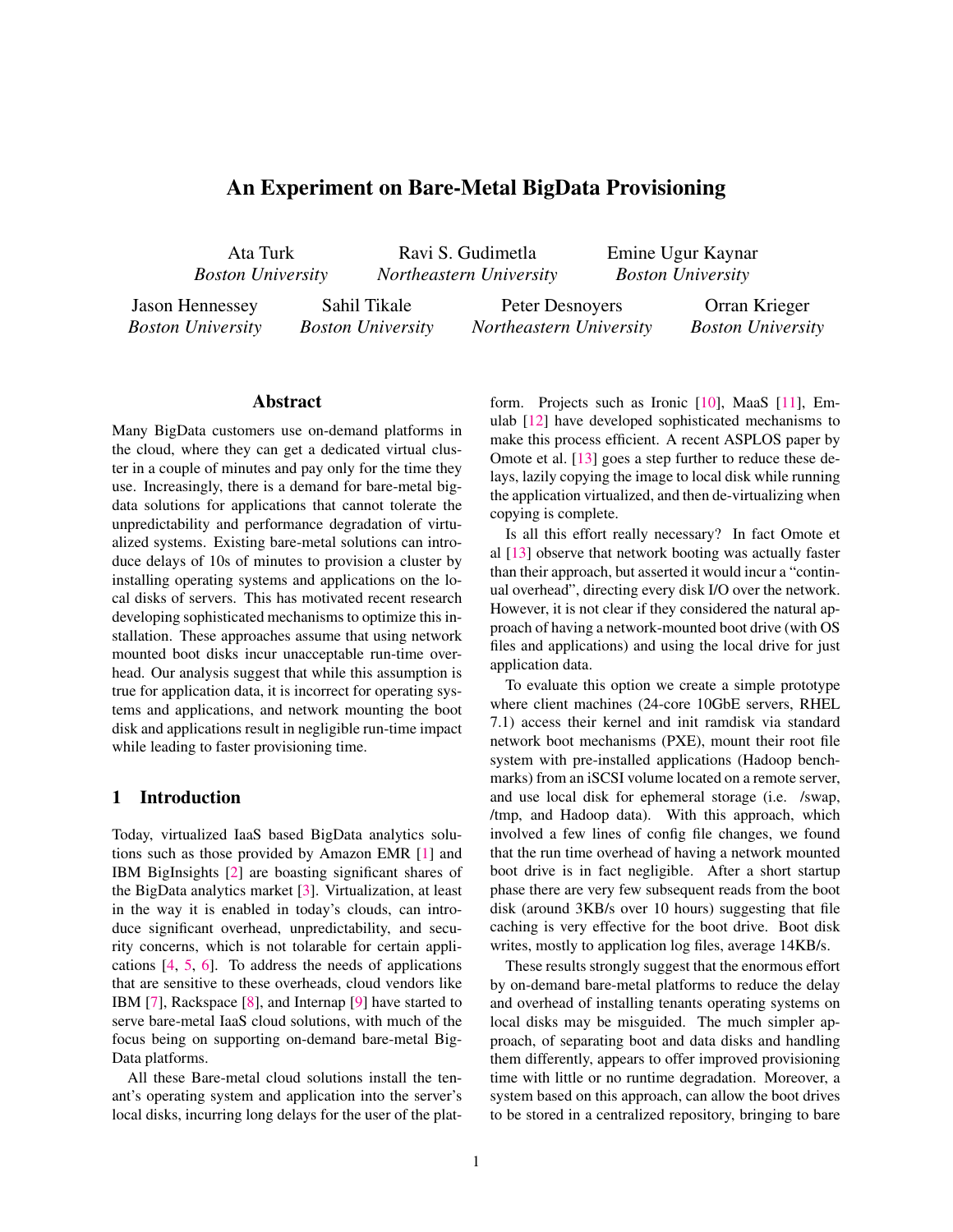# An Experiment on Bare-Metal BigData Provisioning

Ata Turk  
*Boston University*

Ravi S. Gudimetla  
*Northeastern University*

Emine Ugur Kaynar  
*Boston University*

Jason Hennessey  
*Boston University*

Sahil Tikale  
*Boston University*

Peter Desnoyers  
*Northeastern University*

Orran Krieger  
*Boston University*

## Abstract

Many BigData customers use on-demand platforms in the cloud, where they can get a dedicated virtual cluster in a couple of minutes and pay only for the time they use. Increasingly, there is a demand for bare-metal bigdata solutions for applications that cannot tolerate the unpredictability and performance degradation of virtualized systems. Existing bare-metal solutions can introduce delays of 10s of minutes to provision a cluster by installing operating systems and applications on the local disks of servers. This has motivated recent research developing sophisticated mechanisms to optimize this installation. These approaches assume that using network mounted boot disks incur unacceptable run-time overhead. Our analysis suggest that while this assumption is true for application data, it is incorrect for operating systems and applications, and network mounting the boot disk and applications result in negligible run-time impact while leading to faster provisioning time.

## 1 Introduction

Today, virtualized IaaS based BigData analytics solutions such as those provided by Amazon EMR [1] and IBM BigInsights [2] are boasting significant shares of the BigData analytics market [3]. Virtualization, at least in the way it is enabled in today's clouds, can introduce significant overhead, unpredictability, and security concerns, which is not tolarable for certain applications [4, 5, 6]. To address the needs of applications that are sensitive to these overheads, cloud vendors like IBM [7], Rackspace [8], and Internap [9] have started to serve bare-metal IaaS cloud solutions, with much of the focus being on supporting on-demand bare-metal BigData platforms.

All these Bare-metal cloud solutions install the tenant's operating system and application into the server's local disks, incurring long delays for the user of the platform. Projects such as Ironic [10], MaaS [11], Emulab [12] have developed sophisticated mechanisms to make this process efficient. A recent ASPLOS paper by Omote et al. [13] goes a step further to reduce these delays, lazily copying the image to local disk while running the application virtualized, and then de-virtualizing when copying is complete.

Is all this effort really necessary? In fact Omote et al [13] observe that network booting was actually faster than their approach, but asserted it would incur a "continual overhead", directing every disk I/O over the network. However, it is not clear if they considered the natural approach of having a network-mounted boot drive (with OS files and applications) and using the local drive for just application data.

To evaluate this option we create a simple prototype where client machines (24-core 10GbE servers, RHEL 7.1) access their kernel and init ramdisk via standard network boot mechanisms (PXE), mount their root file system with pre-installed applications (Hadoop benchmarks) from an iSCSI volume located on a remote server, and use local disk for ephemeral storage (i.e. /swap, /tmp, and Hadoop data). With this approach, which involved a few lines of config file changes, we found that the run time overhead of having a network mounted boot drive is in fact negligible. After a short startup phase there are very few subsequent reads from the boot disk (around 3KB/s over 10 hours) suggesting that file caching is very effective for the boot drive. Boot disk writes, mostly to application log files, average 14KB/s.

These results strongly suggest that the enormous effort by on-demand bare-metal platforms to reduce the delay and overhead of installing tenants operating systems on local disks may be misguided. The much simpler approach, of separating boot and data disks and handling them differently, appears to offer improved provisioning time with little or no runtime degradation. Moreover, a system based on this approach, can allow the boot drives to be stored in a centralized repository, bringing to bare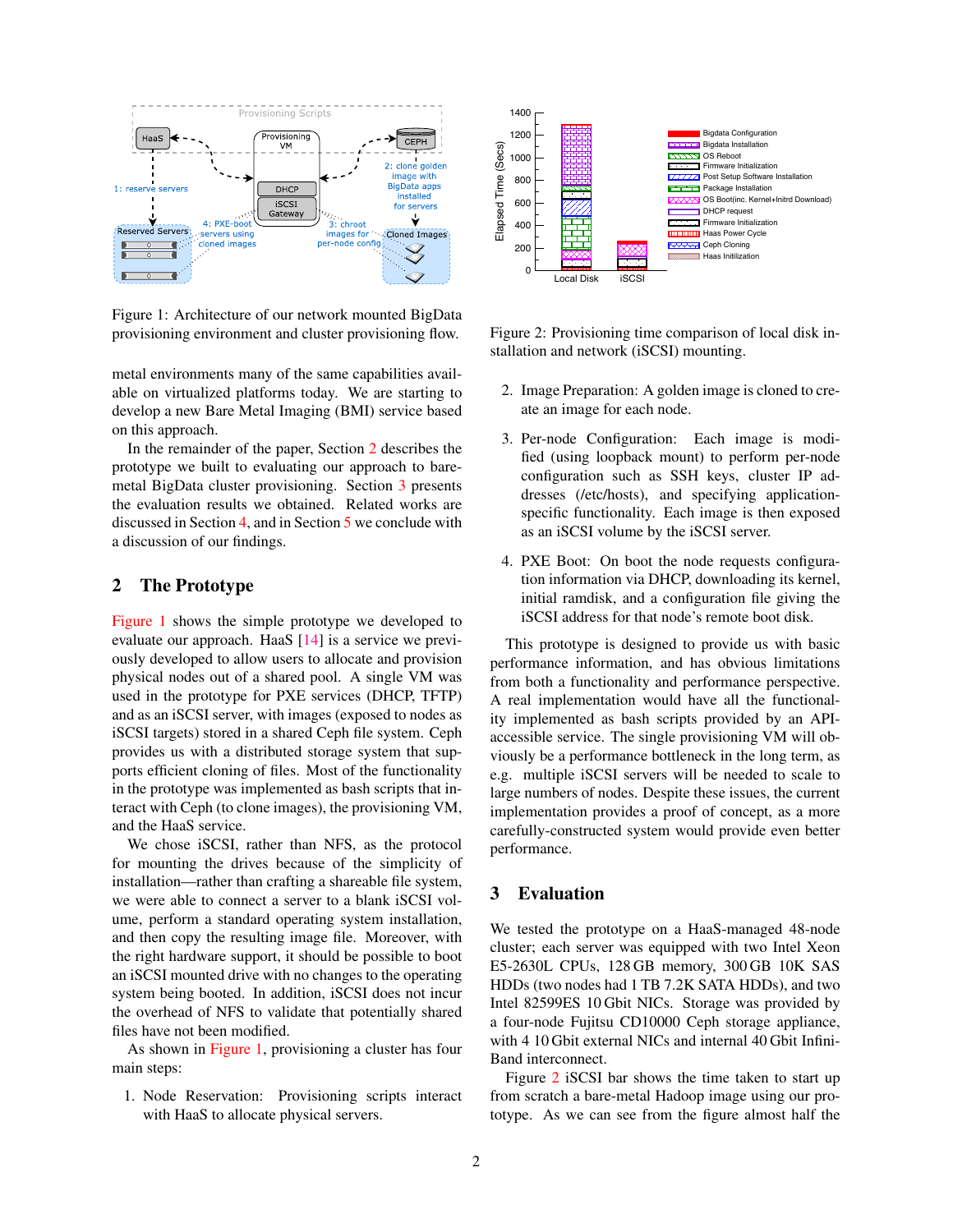Figure 1: Architecture of our network mounted BigData provisioning environment and cluster provisioning flow.

Figure 2: Provisioning time comparison of local disk installation and network (iSCSI) mounting.

metal environments many of the same capabilities available on virtualized platforms today. We are starting to develop a new Bare Metal Imaging (BMI) service based on this approach.

In the remainder of the paper, Section 2 describes the prototype we built to evaluating our approach to bare-metal BigData cluster provisioning. Section 3 presents the evaluation results we obtained. Related works are discussed in Section 4, and in Section 5 we conclude with a discussion of our findings.

## 2 The Prototype

Figure 1 shows the simple prototype we developed to evaluate our approach. HaaS [14] is a service we previously developed to allow users to allocate and provision physical nodes out of a shared pool. A single VM was used in the prototype for PXE services (DHCP, TFTP) and as an iSCSI server, with images (exposed to nodes as iSCSI targets) stored in a shared Ceph file system. Ceph provides us with a distributed storage system that supports efficient cloning of files. Most of the functionality in the prototype was implemented as bash scripts that interact with Ceph (to clone images), the provisioning VM, and the HaaS service.

We chose iSCSI, rather than NFS, as the protocol for mounting the drives because of the simplicity of installation—rather than crafting a shareable file system, we were able to connect a server to a blank iSCSI volume, perform a standard operating system installation, and then copy the resulting image file. Moreover, with the right hardware support, it should be possible to boot an iSCSI mounted drive with no changes to the operating system being booted. In addition, iSCSI does not incur the overhead of NFS to validate that potentially shared files have not been modified.

As shown in Figure 1, provisioning a cluster has four main steps:

1. Node Reservation: Provisioning scripts interact with HaaS to allocate physical servers.
2. Image Preparation: A golden image is cloned to create an image for each node.
3. Per-node Configuration: Each image is modified (using loopback mount) to perform per-node configuration such as SSH keys, cluster IP addresses (/etc/hosts), and specifying application-specific functionality. Each image is then exposed as an iSCSI volume by the iSCSI server.
4. PXE Boot: On boot the node requests configuration information via DHCP, downloading its kernel, initial ramdisk, and a configuration file giving the iSCSI address for that node's remote boot disk.

This prototype is designed to provide us with basic performance information, and has obvious limitations from both a functionality and performance perspective. A real implementation would have all the functionality implemented as bash scripts provided by an API-accessible service. The single provisioning VM will obviously be a performance bottleneck in the long term, as e.g. multiple iSCSI servers will be needed to scale to large numbers of nodes. Despite these issues, the current implementation provides a proof of concept, as a more carefully-constructed system would provide even better performance.

## 3 Evaluation

We tested the prototype on a HaaS-managed 48-node cluster; each server was equipped with two Intel Xeon E5-2630L CPUs, 128 GB memory, 300 GB 10K SAS HDDs (two nodes had 1 TB 7.2K SATA HDDs), and two Intel 82599ES 10 Gbit NICs. Storage was provided by a four-node Fujitsu CD10000 Ceph storage appliance, with 4 10 Gbit external NICs and internal 40 Gbit InfiniBand interconnect.

Figure 2 iSCSI bar shows the time taken to start up from scratch a bare-metal Hadoop image using our prototype. As we can see from the figure almost half the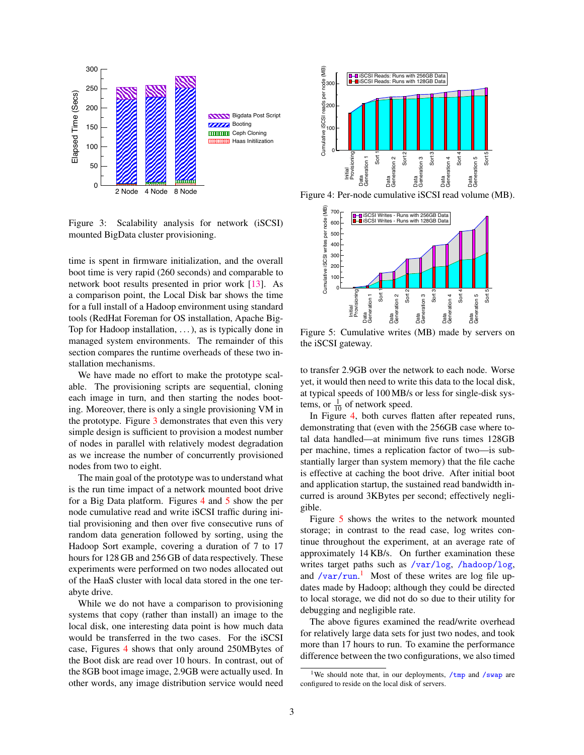Figure 3: Scalability analysis for network (iSCSI) mounted BigData cluster provisioning.

time is spent in firmware initialization, and the overall boot time is very rapid (260 seconds) and comparable to network boot results presented in prior work [13]. As a comparison point, the Local Disk bar shows the time for a full install of a Hadoop environment using standard tools (RedHat Foreman for OS installation, Apache BigTop for Hadoop installation, . . . ), as is typically done in managed system environments. The remainder of this section compares the runtime overheads of these two installation mechanisms.

We have made no effort to make the prototype scalable. The provisioning scripts are sequential, cloning each image in turn, and then starting the nodes booting. Moreover, there is only a single provisioning VM in the prototype. Figure 3 demonstrates that even this very simple design is sufficient to provision a modest number of nodes in parallel with relatively modest degradation as we increase the number of concurrently provisioned nodes from two to eight.

The main goal of the prototype was to understand what is the run time impact of a network mounted boot drive for a Big Data platform. Figures 4 and 5 show the per node cumulative read and write iSCSI traffic during initial provisioning and then over five consecutive runs of random data generation followed by sorting, using the Hadoop Sort example, covering a duration of 7 to 17 hours for 128 GB and 256 GB of data respectively. These experiments were performed on two nodes allocated out of the HaaS cluster with local data stored in the one terabyte drive.

While we do not have a comparison to provisioning systems that copy (rather than install) an image to the local disk, one interesting data point is how much data would be transferred in the two cases. For the iSCSI case, Figures 4 shows that only around 250MBytes of the Boot disk are read over 10 hours. In contrast, out of the 8GB boot image image, 2.9GB were actually used. In other words, any image distribution service would need to transfer 2.9GB over the network to each node. Worse yet, it would then need to write this data to the local disk, at typical speeds of 100 MB/s or less for single-disk systems, or $\frac{1}{10}$ of network speed.

Figure 4: Per-node cumulative iSCSI read volume (MB).

Figure 5: Cumulative writes (MB) made by servers on the iSCSI gateway.

In Figure 4, both curves flatten after repeated runs, demonstrating that (even with the 256GB case where total data handled—at minimum five runs times 128GB per machine, times a replication factor of two—is substantially larger than system memory) that the file cache is effective at caching the boot drive. After initial boot and application startup, the sustained read bandwidth incurred is around 3KBytes per second; effectively negligible.

Figure 5 shows the writes to the network mounted storage; in contrast to the read case, log writes continue throughout the experiment, at an average rate of approximately 14 KB/s. On further examination these writes target paths such as /var/log, /hadoop/log, and /var/run.[1] Most of these writes are log file updates made by Hadoop; although they could be directed to local storage, we did not do so due to their utility for debugging and negligible rate.

The above figures examined the read/write overhead for relatively large data sets for just two nodes, and took more than 17 hours to run. To examine the performance difference between the two configurations, we also timed

[1] We should note that, in our deployments, /tmp and /swap are configured to reside on the local disk of servers.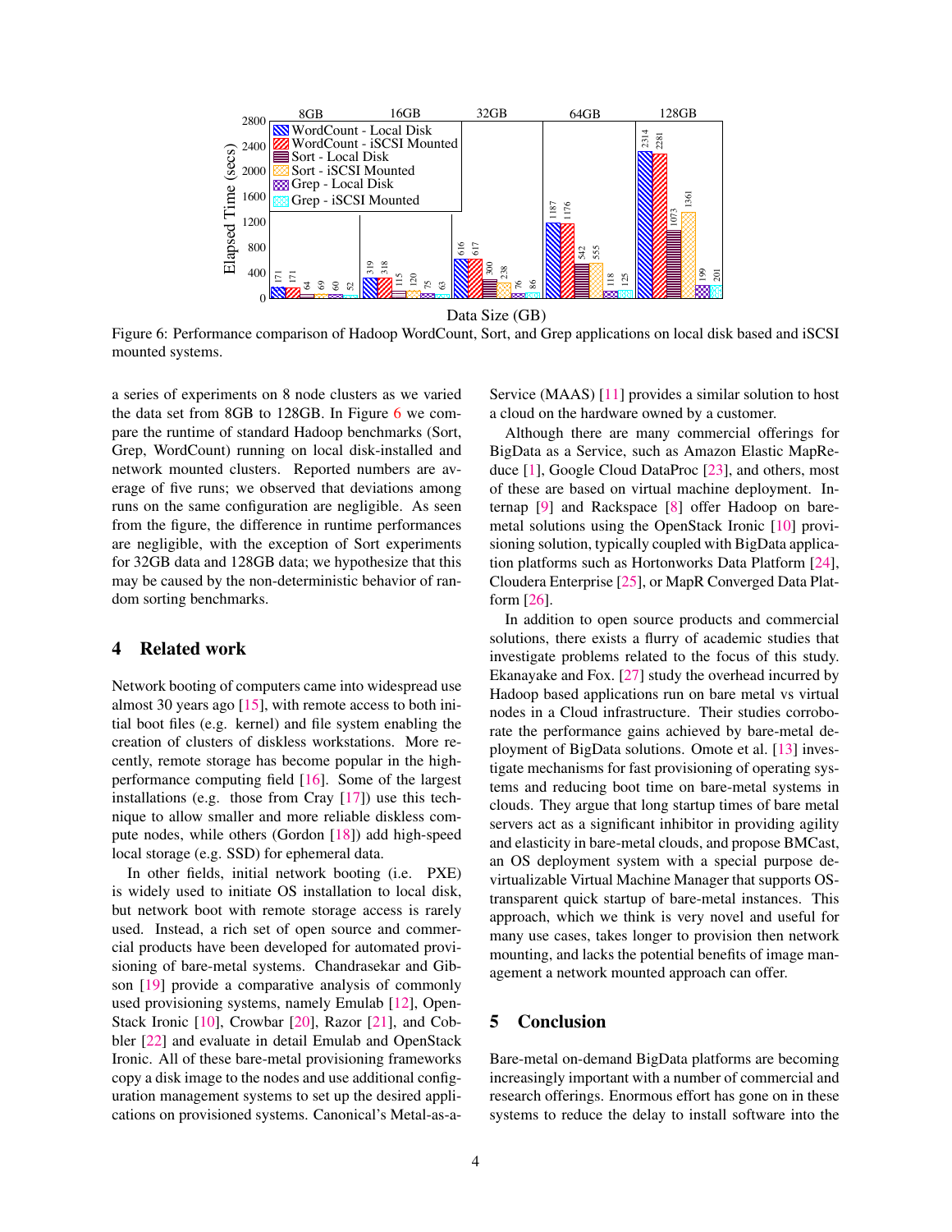Figure 6: Performance comparison of Hadoop WordCount, Sort, and Grep applications on local disk based and iSCSI mounted systems.

a series of experiments on 8 node clusters as we varied the data set from 8GB to 128GB. In Figure 6 we compare the runtime of standard Hadoop benchmarks (Sort, Grep, WordCount) running on local disk-installed and network mounted clusters. Reported numbers are average of five runs; we observed that deviations among runs on the same configuration are negligible. As seen from the figure, the difference in runtime performances are negligible, with the exception of Sort experiments for 32GB data and 128GB data; we hypothesize that this may be caused by the non-deterministic behavior of random sorting benchmarks.

## 4 Related work

Network booting of computers came into widespread use almost 30 years ago [15], with remote access to both initial boot files (e.g. kernel) and file system enabling the creation of clusters of diskless workstations. More recently, remote storage has become popular in the high-performance computing field [16]. Some of the largest installations (e.g. those from Cray [17]) use this technique to allow smaller and more reliable diskless compute nodes, while others (Gordon [18]) add high-speed local storage (e.g. SSD) for ephemeral data.

In other fields, initial network booting (i.e. PXE) is widely used to initiate OS installation to local disk, but network boot with remote storage access is rarely used. Instead, a rich set of open source and commercial products have been developed for automated provisioning of bare-metal systems. Chandrasekar and Gibson [19] provide a comparative analysis of commonly used provisioning systems, namely Emulab [12], OpenStack Ironic [10], Crowbar [20], Razor [21], and Cobbler [22] and evaluate in detail Emulab and OpenStack Ironic. All of these bare-metal provisioning frameworks copy a disk image to the nodes and use additional configuration management systems to set up the desired applications on provisioned systems. Canonical's Metal-as-a-Service (MAAS) [11] provides a similar solution to host a cloud on the hardware owned by a customer.

Although there are many commercial offerings for BigData as a Service, such as Amazon Elastic MapReduce [1], Google Cloud DataProc [23], and others, most of these are based on virtual machine deployment. Internap [9] and Rackspace [8] offer Hadoop on bare-metal solutions using the OpenStack Ironic [10] provisioning solution, typically coupled with BigData application platforms such as Hortonworks Data Platform [24], Cloudera Enterprise [25], or MapR Converged Data Platform [26].

In addition to open source products and commercial solutions, there exists a flurry of academic studies that investigate problems related to the focus of this study. Ekanayake and Fox. [27] study the overhead incurred by Hadoop based applications run on bare metal vs virtual nodes in a Cloud infrastructure. Their studies corroborate the performance gains achieved by bare-metal deployment of BigData solutions. Omote et al. [13] investigate mechanisms for fast provisioning of operating systems and reducing boot time on bare-metal systems in clouds. They argue that long startup times of bare metal servers act as a significant inhibitor in providing agility and elasticity in bare-metal clouds, and propose BMCast, an OS deployment system with a special purpose de-virtualizable Virtual Machine Manager that supports OS-transparent quick startup of bare-metal instances. This approach, which we think is very novel and useful for many use cases, takes longer to provision then network mounting, and lacks the potential benefits of image management a network mounted approach can offer.

## 5 Conclusion

Bare-metal on-demand BigData platforms are becoming increasingly important with a number of commercial and research offerings. Enormous effort has gone on in these systems to reduce the delay to install software into the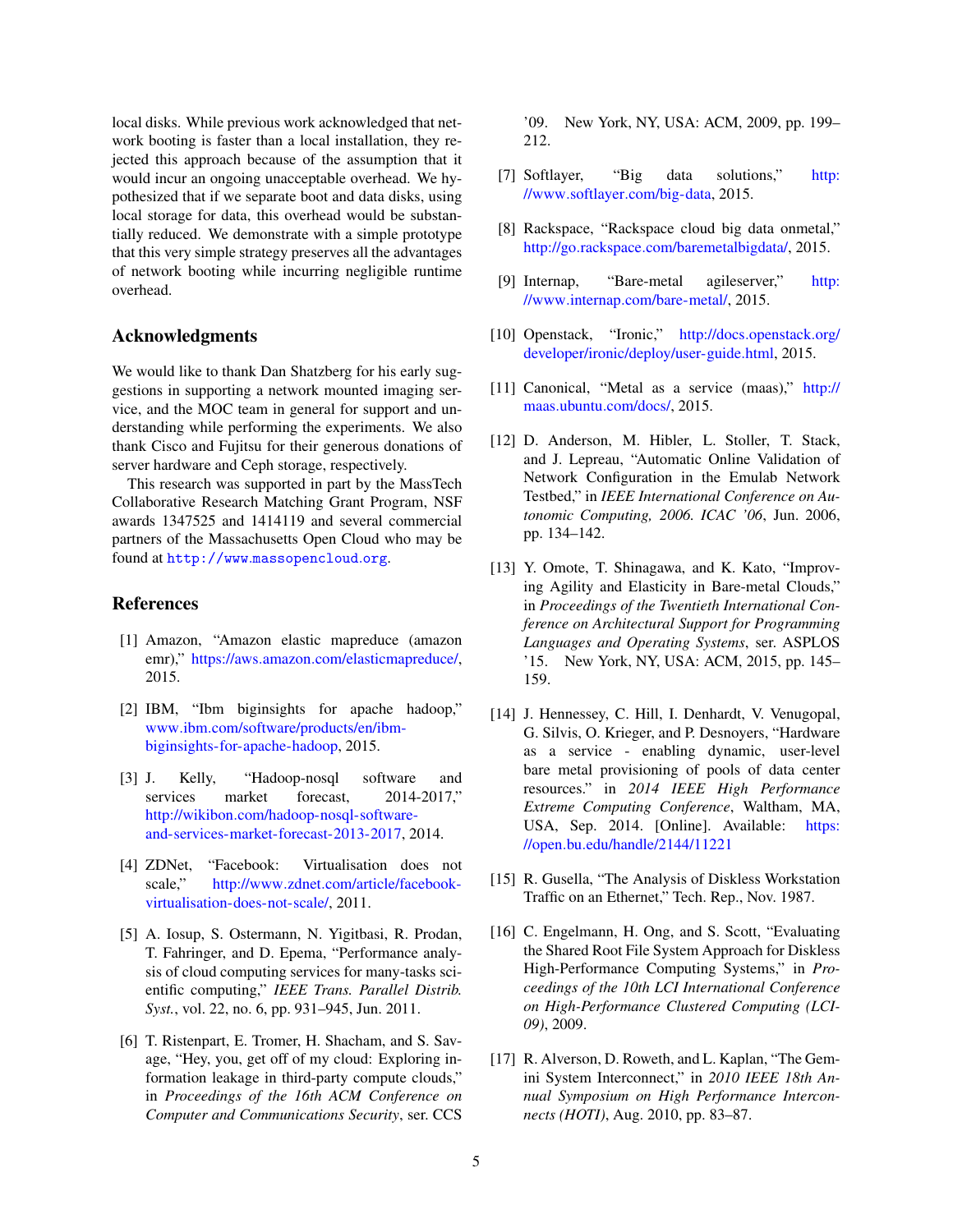local disks. While previous work acknowledged that network booting is faster than a local installation, they rejected this approach because of the assumption that it would incur an ongoing unacceptable overhead. We hypothesized that if we separate boot and data disks, using local storage for data, this overhead would be substantially reduced. We demonstrate with a simple prototype that this very simple strategy preserves all the advantages of network booting while incurring negligible runtime overhead.

## Acknowledgments

We would like to thank Dan Shatzberg for his early suggestions in supporting a network mounted imaging service, and the MOC team in general for support and understanding while performing the experiments. We also thank Cisco and Fujitsu for their generous donations of server hardware and Ceph storage, respectively.

This research was supported in part by the MassTech Collaborative Research Matching Grant Program, NSF awards 1347525 and 1414119 and several commercial partners of the Massachusetts Open Cloud who may be found at `http://www.massopencloud.org`.

## References

[1] Amazon, "Amazon elastic mapreduce (amazon emr)," https://aws.amazon.com/elasticmapreduce/, 2015.

[2] IBM, "Ibm biginsights for apache hadoop," www.ibm.com/software/products/en/ibm-biginsights-for-apache-hadoop, 2015.

[3] J. Kelly, "Hadoop-nosql software and services market forecast, 2014-2017," http://wikibon.com/hadoop-nosql-software-and-services-market-forecast-2013-2017, 2014.

[4] ZDNet, "Facebook: Virtualisation does not scale," http://www.zdnet.com/article/facebook-virtualisation-does-not-scale/, 2011.

[5] A. Iosup, S. Ostermann, N. Yigitbasi, R. Prodan, T. Fahringer, and D. Epema, "Performance analysis of cloud computing services for many-tasks scientific computing," *IEEE Trans. Parallel Distrib. Syst.*, vol. 22, no. 6, pp. 931–945, Jun. 2011.

[6] T. Ristenpart, E. Tromer, H. Shacham, and S. Savage, "Hey, you, get off of my cloud: Exploring information leakage in third-party compute clouds," in *Proceedings of the 16th ACM Conference on Computer and Communications Security*, ser. CCS '09. New York, NY, USA: ACM, 2009, pp. 199–212.

[7] Softlayer, "Big data solutions," http://www.softlayer.com/big-data, 2015.

[8] Rackspace, "Rackspace cloud big data onmetal," http://go.rackspace.com/baremetalbigdata/, 2015.

[9] Internap, "Bare-metal agileserver," http://www.internap.com/bare-metal/, 2015.

[10] Openstack, "Ironic," http://docs.openstack.org/developer/ironic/deploy/user-guide.html, 2015.

[11] Canonical, "Metal as a service (maas)," http://maas.ubuntu.com/docs/, 2015.

[12] D. Anderson, M. Hibler, L. Stoller, T. Stack, and J. Lepreau, "Automatic Online Validation of Network Configuration in the Emulab Network Testbed," in *IEEE International Conference on Autonomic Computing, 2006. ICAC '06*, Jun. 2006, pp. 134–142.

[13] Y. Omote, T. Shinagawa, and K. Kato, "Improving Agility and Elasticity in Bare-metal Clouds," in *Proceedings of the Twentieth International Conference on Architectural Support for Programming Languages and Operating Systems*, ser. ASPLOS '15. New York, NY, USA: ACM, 2015, pp. 145–159.

[14] J. Hennessey, C. Hill, I. Denhardt, V. Venugopal, G. Silvis, O. Krieger, and P. Desnoyers, "Hardware as a service - enabling dynamic, user-level bare metal provisioning of pools of data center resources." in *2014 IEEE High Performance Extreme Computing Conference*, Waltham, MA, USA, Sep. 2014. [Online]. Available: https://open.bu.edu/handle/2144/11221

[15] R. Gusella, "The Analysis of Diskless Workstation Traffic on an Ethernet," Tech. Rep., Nov. 1987.

[16] C. Engelmann, H. Ong, and S. Scott, "Evaluating the Shared Root File System Approach for Diskless High-Performance Computing Systems," in *Proceedings of the 10th LCI International Conference on High-Performance Clustered Computing (LCI-09)*, 2009.

[17] R. Alverson, D. Roweth, and L. Kaplan, "The Gemini System Interconnect," in *2010 IEEE 18th Annual Symposium on High Performance Interconnects (HOTI)*, Aug. 2010, pp. 83–87.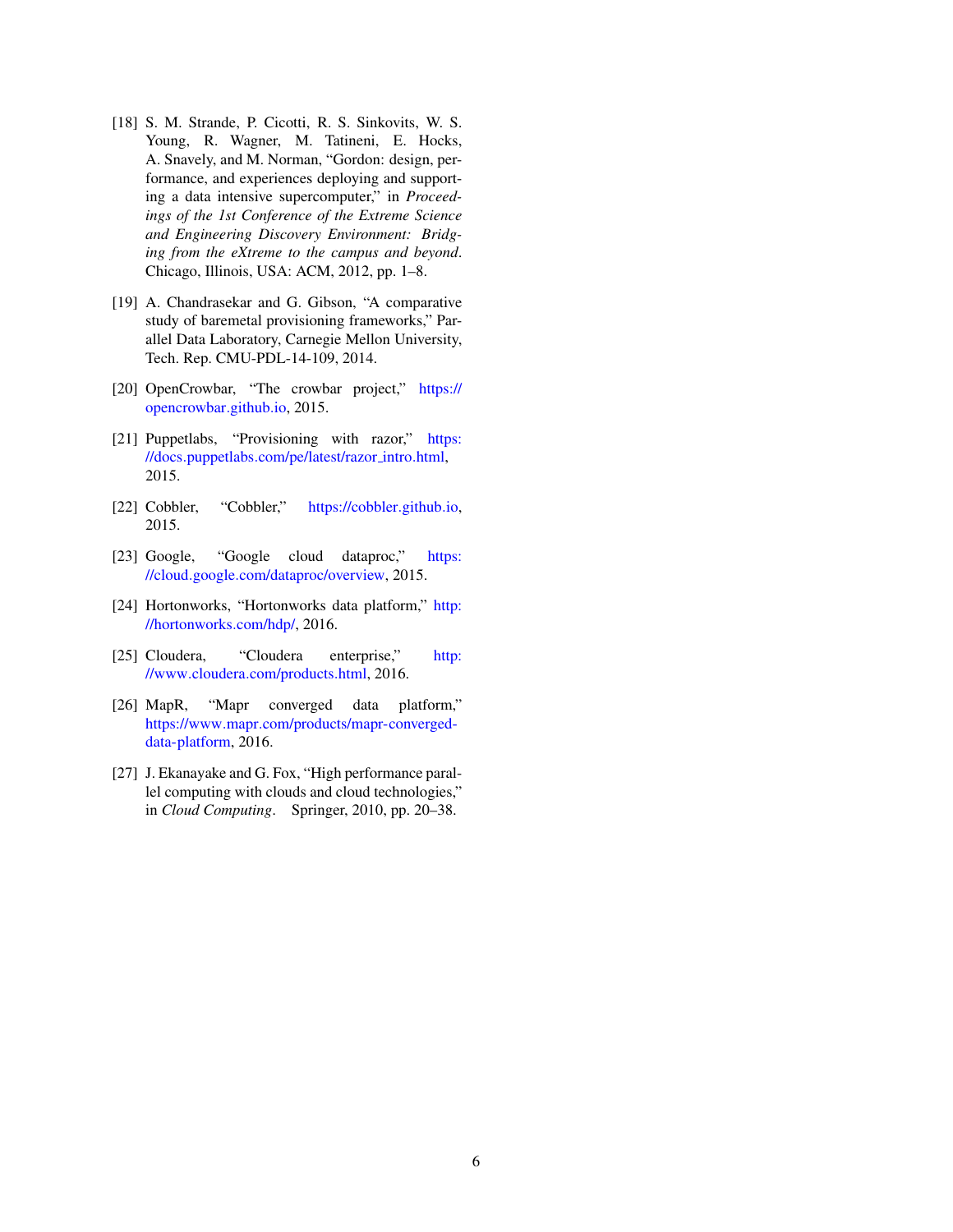[18] S. M. Strande, P. Cicotti, R. S. Sinkovits, W. S. Young, R. Wagner, M. Tatineni, E. Hocks, A. Snavely, and M. Norman, "Gordon: design, performance, and experiences deploying and supporting a data intensive supercomputer," in *Proceedings of the 1st Conference of the Extreme Science and Engineering Discovery Environment: Bridging from the eXtreme to the campus and beyond*. Chicago, Illinois, USA: ACM, 2012, pp. 1–8.

[19] A. Chandrasekar and G. Gibson, "A comparative study of baremetal provisioning frameworks," Parallel Data Laboratory, Carnegie Mellon University, Tech. Rep. CMU-PDL-14-109, 2014.

[20] OpenCrowbar, "The crowbar project," https://opencrowbar.github.io, 2015.

[21] Puppetlabs, "Provisioning with razor," https://docs.puppetlabs.com/pe/latest/razor_intro.html, 2015.

[22] Cobbler, "Cobbler," https://cobbler.github.io, 2015.

[23] Google, "Google cloud dataproc," https://cloud.google.com/dataproc/overview, 2015.

[24] Hortonworks, "Hortonworks data platform," http://hortonworks.com/hdp/, 2016.

[25] Cloudera, "Cloudera enterprise," http://www.cloudera.com/products.html, 2016.

[26] MapR, "Mapr converged data platform," https://www.mapr.com/products/mapr-converged-data-platform, 2016.

[27] J. Ekanayake and G. Fox, "High performance parallel computing with clouds and cloud technologies," in *Cloud Computing*. Springer, 2010, pp. 20–38.